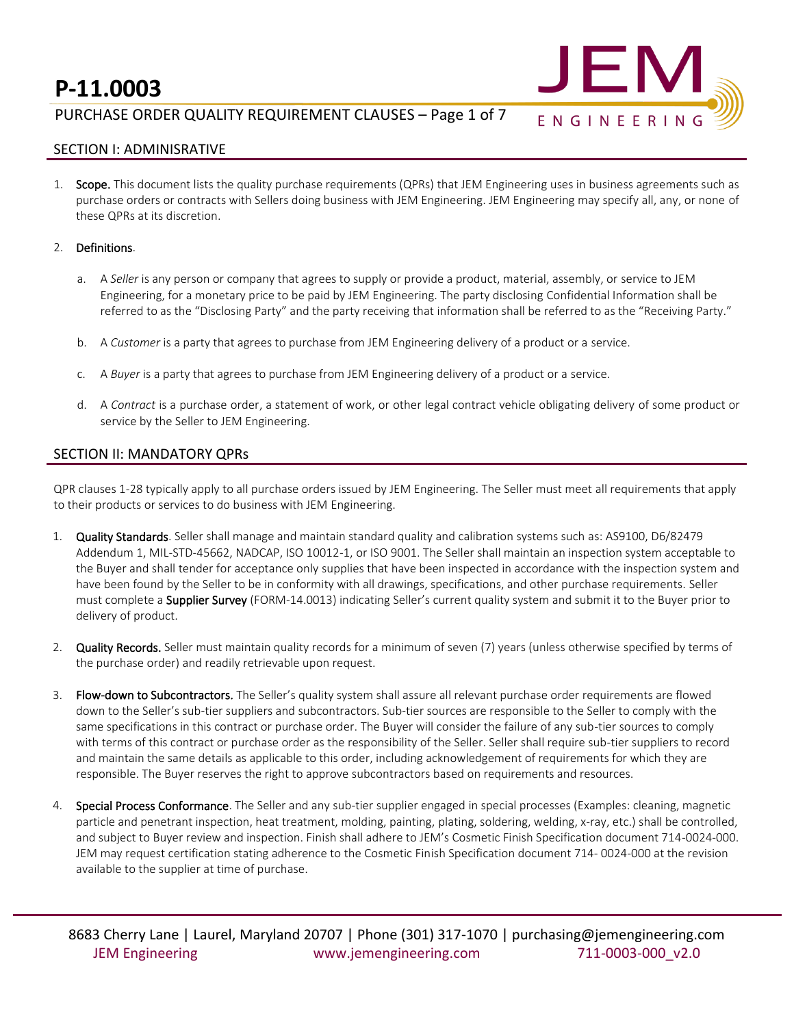# P-11.0003

PURCHASE ORDER QUALITY REQUIREMENT CLAUSES

## SECTION I: ADMINISRATIVE

1. **Scope.** This document lists the quality purchase requirements (QPRs) that JEM Engineering uses in business agreements such as purchase orders or contracts with Sellers doing business with JEM Engineering. JEM Engineering may specify all, any, or none of these QPRs at its discretion.

2. **Definitions**.

   a. A *Seller* is any person or company that agrees to supply or provide a product, material, assembly, or service to JEM Engineering, for a monetary price to be paid by JEM Engineering. The party disclosing Confidential Information shall be referred to as the "Disclosing Party" and the party receiving that information shall be referred to as the "Receiving Party."

   b. A *Customer* is a party that agrees to purchase from JEM Engineering delivery of a product or a service.

   c. A *Buyer* is a party that agrees to purchase from JEM Engineering delivery of a product or a service.

   d. A *Contract* is a purchase order, a statement of work, or other legal contract vehicle obligating delivery of some product or service by the Seller to JEM Engineering.

## SECTION II: MANDATORY QPRs

QPR clauses 1-28 typically apply to all purchase orders issued by JEM Engineering. The Seller must meet all requirements that apply to their products or services to do business with JEM Engineering.

1. **Quality Standards**. Seller shall manage and maintain standard quality and calibration systems such as: AS9100, D6/82479 Addendum 1, MIL-STD-45662, NADCAP, ISO 10012-1, or ISO 9001. The Seller shall maintain an inspection system acceptable to the Buyer and shall tender for acceptance only supplies that have been inspected in accordance with the inspection system and have been found by the Seller to be in conformity with all drawings, specifications, and other purchase requirements. Seller must complete a **Supplier Survey** (FORM-14.0013) indicating Seller's current quality system and submit it to the Buyer prior to delivery of product.

2. **Quality Records.** Seller must maintain quality records for a minimum of seven (7) years (unless otherwise specified by terms of the purchase order) and readily retrievable upon request.

3. **Flow-down to Subcontractors.** The Seller's quality system shall assure all relevant purchase order requirements are flowed down to the Seller's sub-tier suppliers and subcontractors. Sub-tier sources are responsible to the Seller to comply with the same specifications in this contract or purchase order. The Buyer will consider the failure of any sub-tier sources to comply with terms of this contract or purchase order as the responsibility of the Seller. Seller shall require sub-tier suppliers to record and maintain the same details as applicable to this order, including acknowledgement of requirements for which they are responsible. The Buyer reserves the right to approve subcontractors based on requirements and resources.

4. **Special Process Conformance**. The Seller and any sub-tier supplier engaged in special processes (Examples: cleaning, magnetic particle and penetrant inspection, heat treatment, molding, painting, plating, soldering, welding, x-ray, etc.) shall be controlled, and subject to Buyer review and inspection. Finish shall adhere to JEM's Cosmetic Finish Specification document 714-0024-000. JEM may request certification stating adherence to the Cosmetic Finish Specification document 714- 0024-000 at the revision available to the supplier at time of purchase.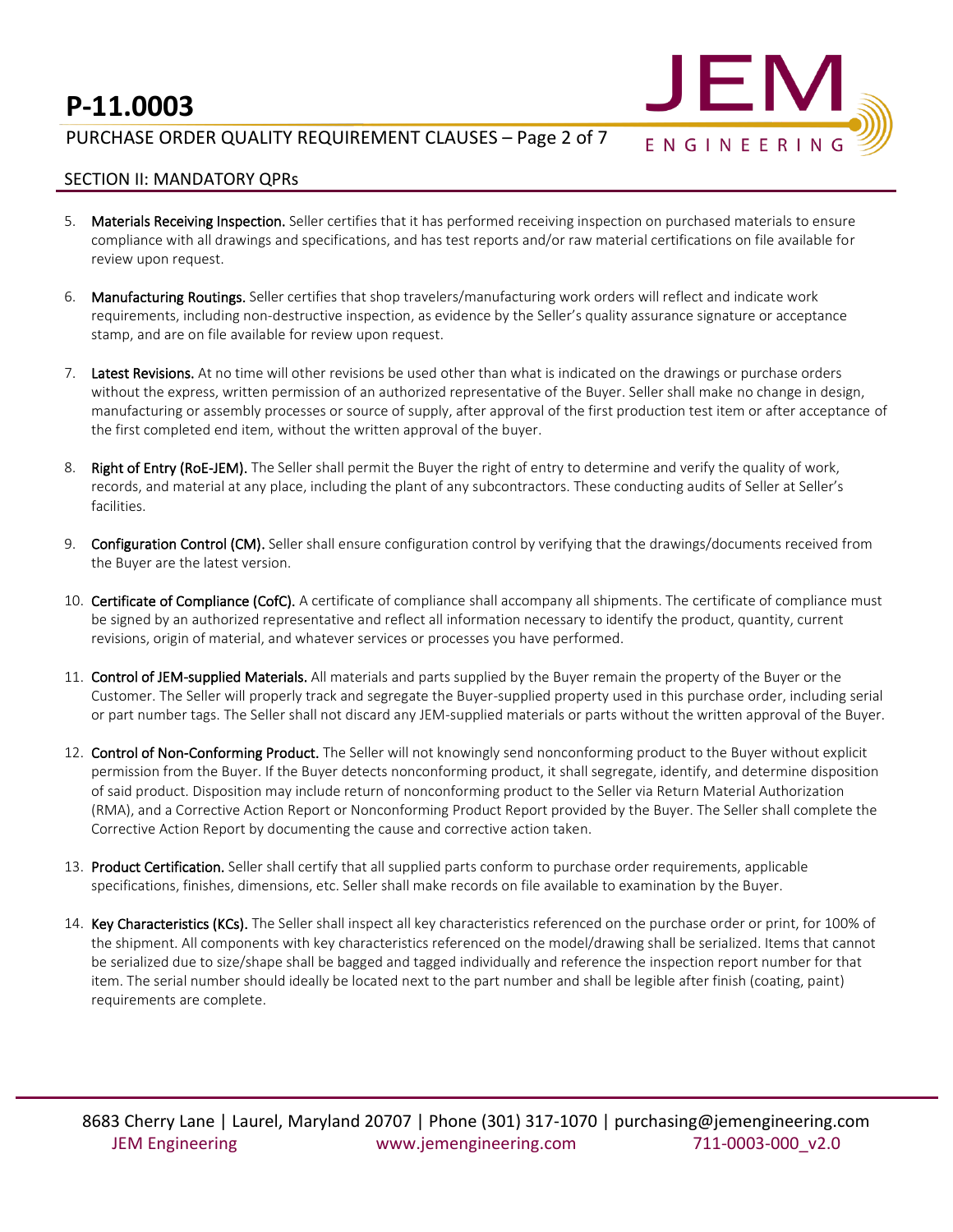## SECTION II: MANDATORY QPRs

5. **Materials Receiving Inspection.** Seller certifies that it has performed receiving inspection on purchased materials to ensure compliance with all drawings and specifications, and has test reports and/or raw material certifications on file available for review upon request.

6. **Manufacturing Routings.** Seller certifies that shop travelers/manufacturing work orders will reflect and indicate work requirements, including non-destructive inspection, as evidence by the Seller's quality assurance signature or acceptance stamp, and are on file available for review upon request.

7. **Latest Revisions.** At no time will other revisions be used other than what is indicated on the drawings or purchase orders without the express, written permission of an authorized representative of the Buyer. Seller shall make no change in design, manufacturing or assembly processes or source of supply, after approval of the first production test item or after acceptance of the first completed end item, without the written approval of the buyer.

8. **Right of Entry (RoE-JEM).** The Seller shall permit the Buyer the right of entry to determine and verify the quality of work, records, and material at any place, including the plant of any subcontractors. These conducting audits of Seller at Seller's facilities.

9. **Configuration Control (CM).** Seller shall ensure configuration control by verifying that the drawings/documents received from the Buyer are the latest version.

10. **Certificate of Compliance (CofC).** A certificate of compliance shall accompany all shipments. The certificate of compliance must be signed by an authorized representative and reflect all information necessary to identify the product, quantity, current revisions, origin of material, and whatever services or processes you have performed.

11. **Control of JEM-supplied Materials.** All materials and parts supplied by the Buyer remain the property of the Buyer or the Customer. The Seller will properly track and segregate the Buyer-supplied property used in this purchase order, including serial or part number tags. The Seller shall not discard any JEM-supplied materials or parts without the written approval of the Buyer.

12. **Control of Non-Conforming Product.** The Seller will not knowingly send nonconforming product to the Buyer without explicit permission from the Buyer. If the Buyer detects nonconforming product, it shall segregate, identify, and determine disposition of said product. Disposition may include return of nonconforming product to the Seller via Return Material Authorization (RMA), and a Corrective Action Report or Nonconforming Product Report provided by the Buyer. The Seller shall complete the Corrective Action Report by documenting the cause and corrective action taken.

13. **Product Certification.** Seller shall certify that all supplied parts conform to purchase order requirements, applicable specifications, finishes, dimensions, etc. Seller shall make records on file available to examination by the Buyer.

14. **Key Characteristics (KCs).** The Seller shall inspect all key characteristics referenced on the purchase order or print, for 100% of the shipment. All components with key characteristics referenced on the model/drawing shall be serialized. Items that cannot be serialized due to size/shape shall be bagged and tagged individually and reference the inspection report number for that item. The serial number should ideally be located next to the part number and shall be legible after finish (coating, paint) requirements are complete.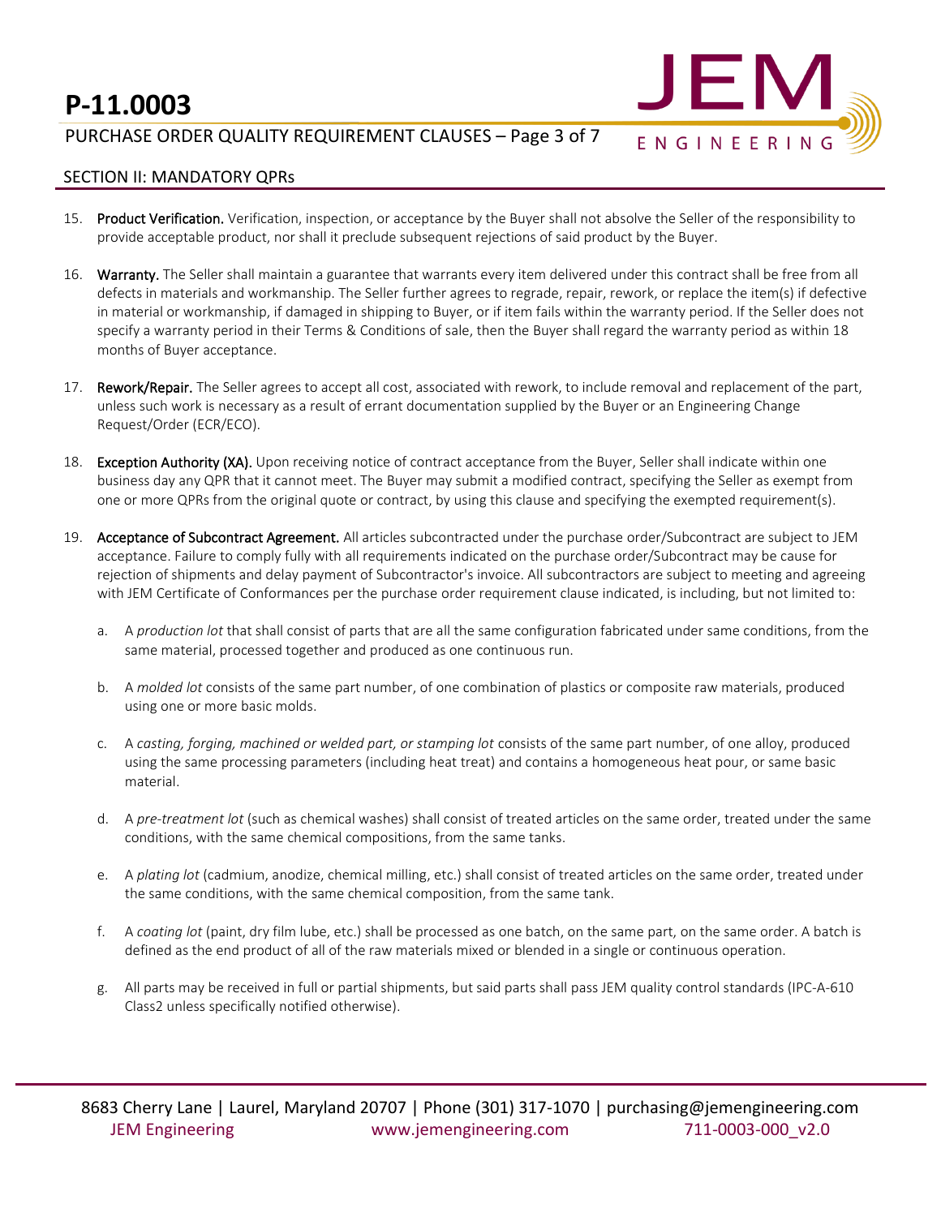## SECTION II: MANDATORY QPRs

15. **Product Verification.** Verification, inspection, or acceptance by the Buyer shall not absolve the Seller of the responsibility to provide acceptable product, nor shall it preclude subsequent rejections of said product by the Buyer.

16. **Warranty.** The Seller shall maintain a guarantee that warrants every item delivered under this contract shall be free from all defects in materials and workmanship. The Seller further agrees to regrade, repair, rework, or replace the item(s) if defective in material or workmanship, if damaged in shipping to Buyer, or if item fails within the warranty period. If the Seller does not specify a warranty period in their Terms & Conditions of sale, then the Buyer shall regard the warranty period as within 18 months of Buyer acceptance.

17. **Rework/Repair.** The Seller agrees to accept all cost, associated with rework, to include removal and replacement of the part, unless such work is necessary as a result of errant documentation supplied by the Buyer or an Engineering Change Request/Order (ECR/ECO).

18. **Exception Authority (XA).** Upon receiving notice of contract acceptance from the Buyer, Seller shall indicate within one business day any QPR that it cannot meet. The Buyer may submit a modified contract, specifying the Seller as exempt from one or more QPRs from the original quote or contract, by using this clause and specifying the exempted requirement(s).

19. **Acceptance of Subcontract Agreement.** All articles subcontracted under the purchase order/Subcontract are subject to JEM acceptance. Failure to comply fully with all requirements indicated on the purchase order/Subcontract may be cause for rejection of shipments and delay payment of Subcontractor's invoice. All subcontractors are subject to meeting and agreeing with JEM Certificate of Conformances per the purchase order requirement clause indicated, is including, but not limited to:

    a. A *production lot* that shall consist of parts that are all the same configuration fabricated under same conditions, from the same material, processed together and produced as one continuous run.

    b. A *molded lot* consists of the same part number, of one combination of plastics or composite raw materials, produced using one or more basic molds.

    c. A *casting, forging, machined or welded part, or stamping lot* consists of the same part number, of one alloy, produced using the same processing parameters (including heat treat) and contains a homogeneous heat pour, or same basic material.

    d. A *pre-treatment lot* (such as chemical washes) shall consist of treated articles on the same order, treated under the same conditions, with the same chemical compositions, from the same tanks.

    e. A *plating lot* (cadmium, anodize, chemical milling, etc.) shall consist of treated articles on the same order, treated under the same conditions, with the same chemical composition, from the same tank.

    f. A *coating lot* (paint, dry film lube, etc.) shall be processed as one batch, on the same part, on the same order. A batch is defined as the end product of all of the raw materials mixed or blended in a single or continuous operation.

    g. All parts may be received in full or partial shipments, but said parts shall pass JEM quality control standards (IPC-A-610 Class2 unless specifically notified otherwise).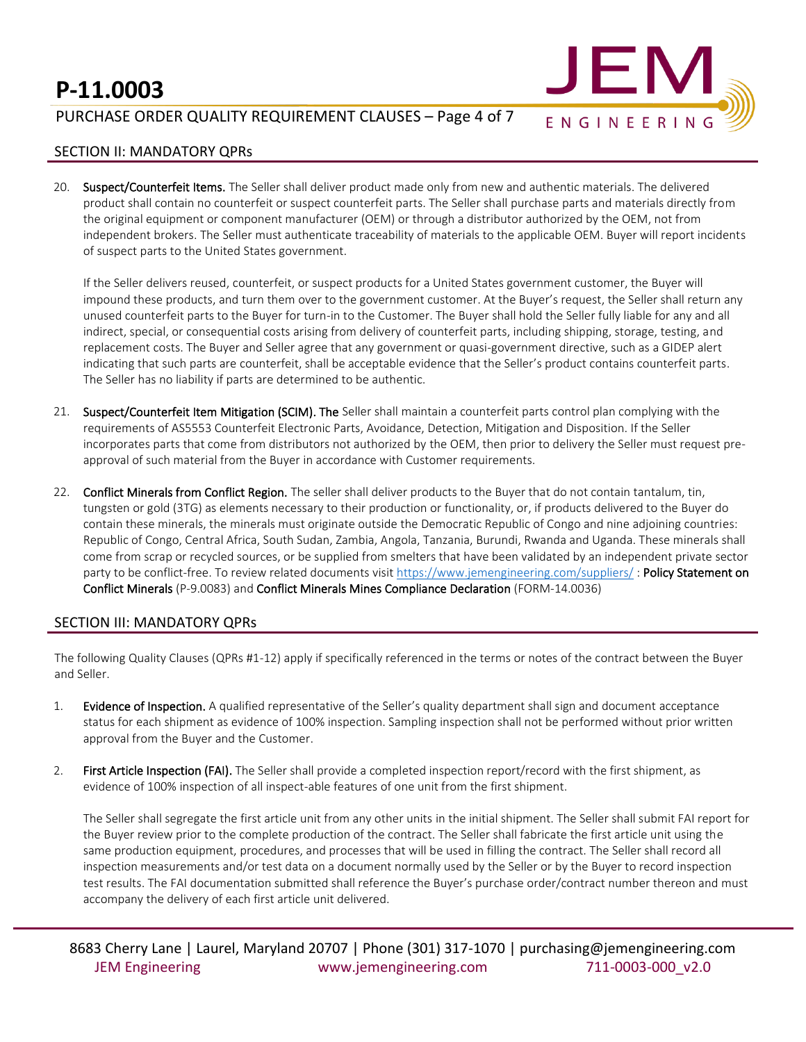## SECTION II: MANDATORY QPRs

20. **Suspect/Counterfeit Items.** The Seller shall deliver product made only from new and authentic materials. The delivered product shall contain no counterfeit or suspect counterfeit parts. The Seller shall purchase parts and materials directly from the original equipment or component manufacturer (OEM) or through a distributor authorized by the OEM, not from independent brokers. The Seller must authenticate traceability of materials to the applicable OEM. Buyer will report incidents of suspect parts to the United States government.

    If the Seller delivers reused, counterfeit, or suspect products for a United States government customer, the Buyer will impound these products, and turn them over to the government customer. At the Buyer's request, the Seller shall return any unused counterfeit parts to the Buyer for turn-in to the Customer. The Buyer shall hold the Seller fully liable for any and all indirect, special, or consequential costs arising from delivery of counterfeit parts, including shipping, storage, testing, and replacement costs. The Buyer and Seller agree that any government or quasi-government directive, such as a GIDEP alert indicating that such parts are counterfeit, shall be acceptable evidence that the Seller's product contains counterfeit parts. The Seller has no liability if parts are determined to be authentic.

21. **Suspect/Counterfeit Item Mitigation (SCIM). The** Seller shall maintain a counterfeit parts control plan complying with the requirements of AS5553 Counterfeit Electronic Parts, Avoidance, Detection, Mitigation and Disposition. If the Seller incorporates parts that come from distributors not authorized by the OEM, then prior to delivery the Seller must request pre-approval of such material from the Buyer in accordance with Customer requirements.

22. **Conflict Minerals from Conflict Region.** The seller shall deliver products to the Buyer that do not contain tantalum, tin, tungsten or gold (3TG) as elements necessary to their production or functionality, or, if products delivered to the Buyer do contain these minerals, the minerals must originate outside the Democratic Republic of Congo and nine adjoining countries: Republic of Congo, Central Africa, South Sudan, Zambia, Angola, Tanzania, Burundi, Rwanda and Uganda. These minerals shall come from scrap or recycled sources, or be supplied from smelters that have been validated by an independent private sector party to be conflict-free. To review related documents visit https://www.jemengineering.com/suppliers/ : **Policy Statement on Conflict Minerals** (P-9.0083) and **Conflict Minerals Mines Compliance Declaration** (FORM-14.0036)

## SECTION III: MANDATORY QPRs

The following Quality Clauses (QPRs #1-12) apply if specifically referenced in the terms or notes of the contract between the Buyer and Seller.

1. **Evidence of Inspection.** A qualified representative of the Seller's quality department shall sign and document acceptance status for each shipment as evidence of 100% inspection. Sampling inspection shall not be performed without prior written approval from the Buyer and the Customer.

2. **First Article Inspection (FAI).** The Seller shall provide a completed inspection report/record with the first shipment, as evidence of 100% inspection of all inspect-able features of one unit from the first shipment.

   The Seller shall segregate the first article unit from any other units in the initial shipment. The Seller shall submit FAI report for the Buyer review prior to the complete production of the contract. The Seller shall fabricate the first article unit using the same production equipment, procedures, and processes that will be used in filling the contract. The Seller shall record all inspection measurements and/or test data on a document normally used by the Seller or by the Buyer to record inspection test results. The FAI documentation submitted shall reference the Buyer's purchase order/contract number thereon and must accompany the delivery of each first article unit delivered.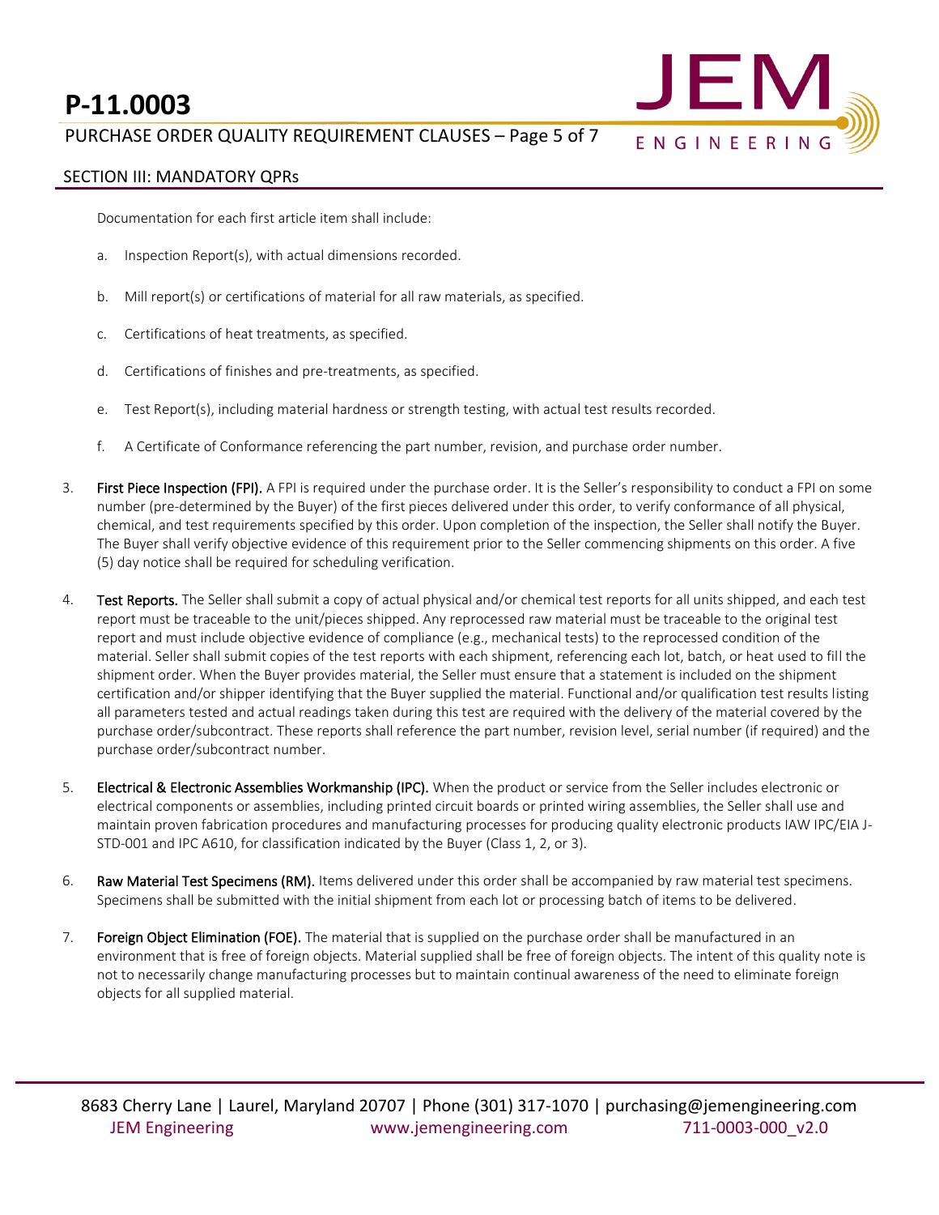## SECTION III: MANDATORY QPRs

Documentation for each first article item shall include:

a. Inspection Report(s), with actual dimensions recorded.

b. Mill report(s) or certifications of material for all raw materials, as specified.

c. Certifications of heat treatments, as specified.

d. Certifications of finishes and pre-treatments, as specified.

e. Test Report(s), including material hardness or strength testing, with actual test results recorded.

f. A Certificate of Conformance referencing the part number, revision, and purchase order number.

3. **First Piece Inspection (FPI).** A FPI is required under the purchase order. It is the Seller's responsibility to conduct a FPI on some number (pre-determined by the Buyer) of the first pieces delivered under this order, to verify conformance of all physical, chemical, and test requirements specified by this order. Upon completion of the inspection, the Seller shall notify the Buyer. The Buyer shall verify objective evidence of this requirement prior to the Seller commencing shipments on this order. A five (5) day notice shall be required for scheduling verification.

4. **Test Reports.** The Seller shall submit a copy of actual physical and/or chemical test reports for all units shipped, and each test report must be traceable to the unit/pieces shipped. Any reprocessed raw material must be traceable to the original test report and must include objective evidence of compliance (e.g., mechanical tests) to the reprocessed condition of the material. Seller shall submit copies of the test reports with each shipment, referencing each lot, batch, or heat used to fill the shipment order. When the Buyer provides material, the Seller must ensure that a statement is included on the shipment certification and/or shipper identifying that the Buyer supplied the material. Functional and/or qualification test results listing all parameters tested and actual readings taken during this test are required with the delivery of the material covered by the purchase order/subcontract. These reports shall reference the part number, revision level, serial number (if required) and the purchase order/subcontract number.

5. **Electrical & Electronic Assemblies Workmanship (IPC).** When the product or service from the Seller includes electronic or electrical components or assemblies, including printed circuit boards or printed wiring assemblies, the Seller shall use and maintain proven fabrication procedures and manufacturing processes for producing quality electronic products IAW IPC/EIA J-STD-001 and IPC A610, for classification indicated by the Buyer (Class 1, 2, or 3).

6. **Raw Material Test Specimens (RM).** Items delivered under this order shall be accompanied by raw material test specimens. Specimens shall be submitted with the initial shipment from each lot or processing batch of items to be delivered.

7. **Foreign Object Elimination (FOE).** The material that is supplied on the purchase order shall be manufactured in an environment that is free of foreign objects. Material supplied shall be free of foreign objects. The intent of this quality note is not to necessarily change manufacturing processes but to maintain continual awareness of the need to eliminate foreign objects for all supplied material.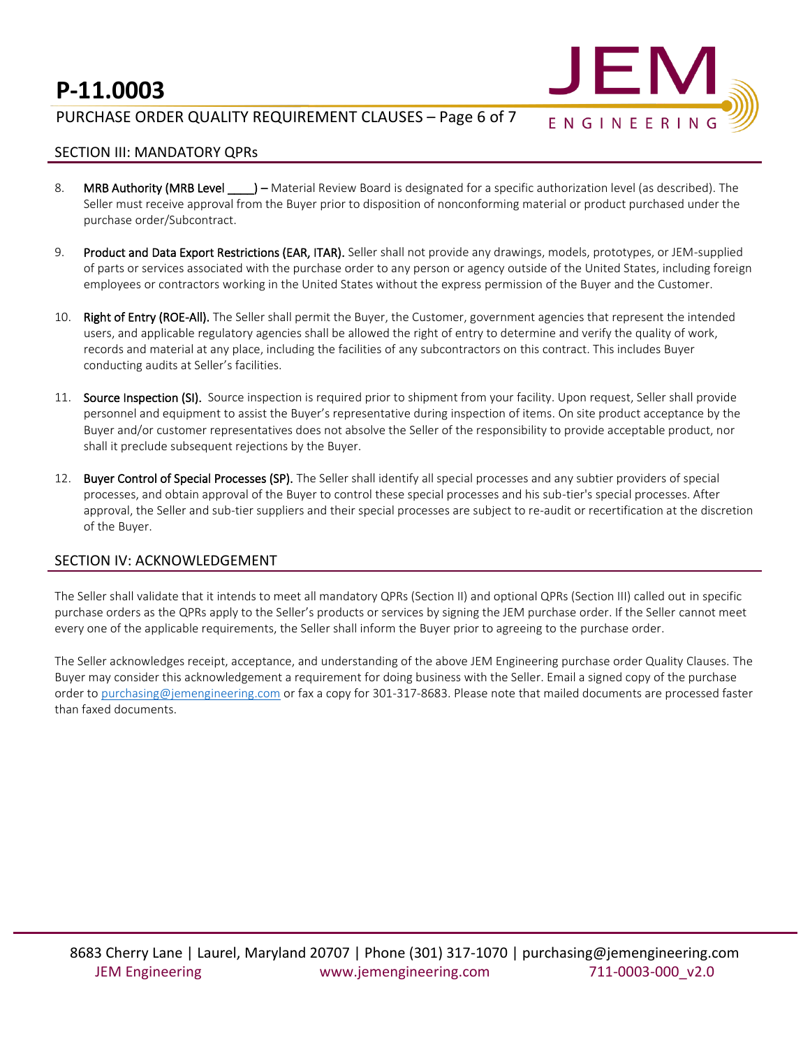## SECTION III: MANDATORY QPRs

8. **MRB Authority (MRB Level ____) –** Material Review Board is designated for a specific authorization level (as described). The Seller must receive approval from the Buyer prior to disposition of nonconforming material or product purchased under the purchase order/Subcontract.

9. **Product and Data Export Restrictions (EAR, ITAR).** Seller shall not provide any drawings, models, prototypes, or JEM-supplied of parts or services associated with the purchase order to any person or agency outside of the United States, including foreign employees or contractors working in the United States without the express permission of the Buyer and the Customer.

10. **Right of Entry (ROE-All).** The Seller shall permit the Buyer, the Customer, government agencies that represent the intended users, and applicable regulatory agencies shall be allowed the right of entry to determine and verify the quality of work, records and material at any place, including the facilities of any subcontractors on this contract. This includes Buyer conducting audits at Seller's facilities.

11. **Source Inspection (SI).** Source inspection is required prior to shipment from your facility. Upon request, Seller shall provide personnel and equipment to assist the Buyer's representative during inspection of items. On site product acceptance by the Buyer and/or customer representatives does not absolve the Seller of the responsibility to provide acceptable product, nor shall it preclude subsequent rejections by the Buyer.

12. **Buyer Control of Special Processes (SP).** The Seller shall identify all special processes and any subtier providers of special processes, and obtain approval of the Buyer to control these special processes and his sub-tier's special processes. After approval, the Seller and sub-tier suppliers and their special processes are subject to re-audit or recertification at the discretion of the Buyer.

## SECTION IV: ACKNOWLEDGEMENT

The Seller shall validate that it intends to meet all mandatory QPRs (Section II) and optional QPRs (Section III) called out in specific purchase orders as the QPRs apply to the Seller's products or services by signing the JEM purchase order. If the Seller cannot meet every one of the applicable requirements, the Seller shall inform the Buyer prior to agreeing to the purchase order.

The Seller acknowledges receipt, acceptance, and understanding of the above JEM Engineering purchase order Quality Clauses. The Buyer may consider this acknowledgement a requirement for doing business with the Seller. Email a signed copy of the purchase order to purchasing@jemengineering.com or fax a copy for 301-317-8683. Please note that mailed documents are processed faster than faxed documents.